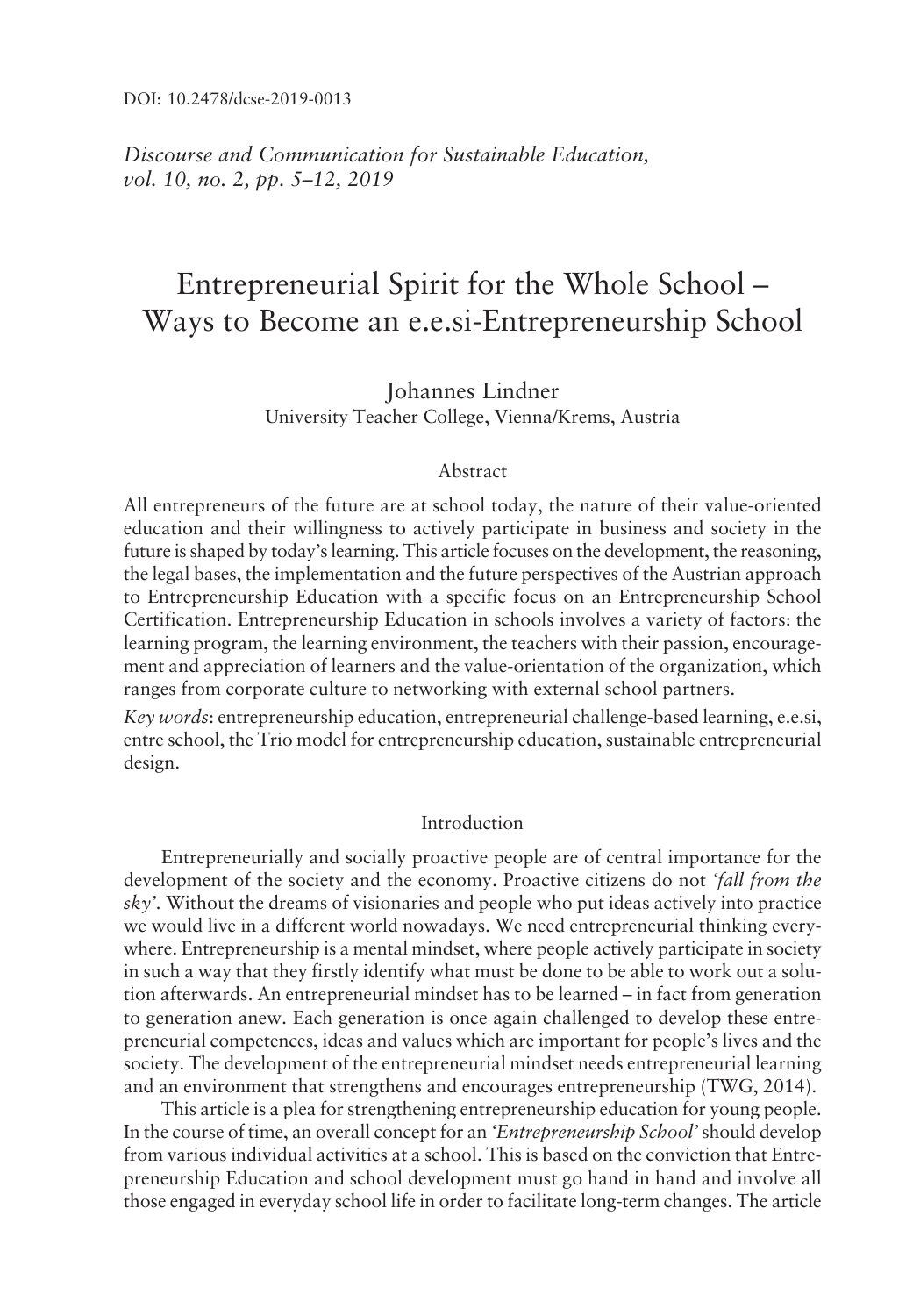DOI: 10.2478/dcse-2019-0013

*Discourse and Communication for Sustainable Education, vol. 10, no. 2, pp. 5–12, 2019*

# Entrepreneurial Spirit for the Whole School – Ways to Become an e.e.si-Entrepreneurship School

Johannes Lindner
University Teacher College, Vienna/Krems, Austria

## Abstract

All entrepreneurs of the future are at school today, the nature of their value-oriented education and their willingness to actively participate in business and society in the future is shaped by today's learning. This article focuses on the development, the reasoning, the legal bases, the implementation and the future perspectives of the Austrian approach to Entrepreneurship Education with a specific focus on an Entrepreneurship School Certification. Entrepreneurship Education in schools involves a variety of factors: the learning program, the learning environment, the teachers with their passion, encouragement and appreciation of learners and the value-orientation of the organization, which ranges from corporate culture to networking with external school partners.

*Key words*: entrepreneurship education, entrepreneurial challenge-based learning, e.e.si, entre school, the Trio model for entrepreneurship education, sustainable entrepreneurial design.

## Introduction

Entrepreneurially and socially proactive people are of central importance for the development of the society and the economy. Proactive citizens do not *'fall from the sky'*. Without the dreams of visionaries and people who put ideas actively into practice we would live in a different world nowadays. We need entrepreneurial thinking everywhere. Entrepreneurship is a mental mindset, where people actively participate in society in such a way that they firstly identify what must be done to be able to work out a solution afterwards. An entrepreneurial mindset has to be learned – in fact from generation to generation anew. Each generation is once again challenged to develop these entrepreneurial competences, ideas and values which are important for people's lives and the society. The development of the entrepreneurial mindset needs entrepreneurial learning and an environment that strengthens and encourages entrepreneurship (TWG, 2014).

This article is a plea for strengthening entrepreneurship education for young people. In the course of time, an overall concept for an *'Entrepreneurship School'* should develop from various individual activities at a school. This is based on the conviction that Entrepreneurship Education and school development must go hand in hand and involve all those engaged in everyday school life in order to facilitate long-term changes. The article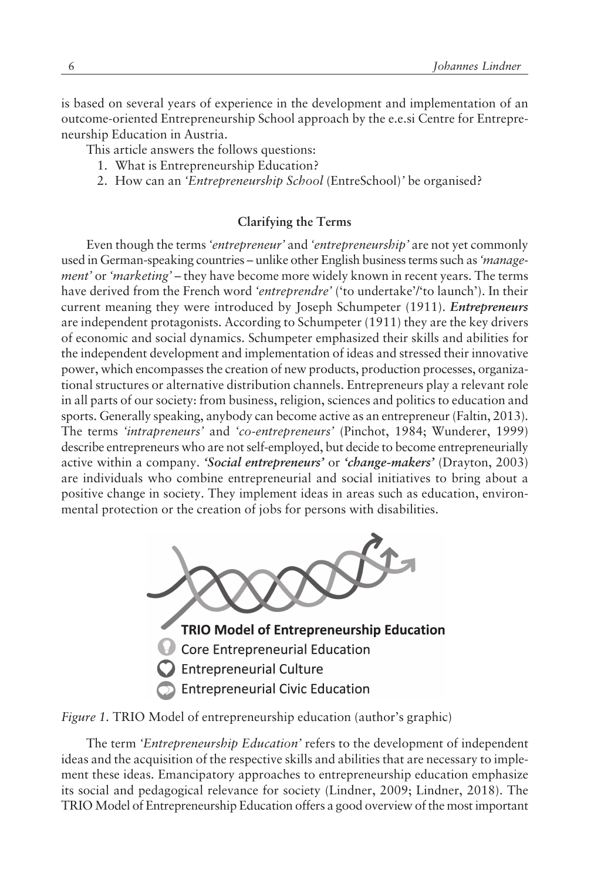is based on several years of experience in the development and implementation of an outcome-oriented Entrepreneurship School approach by the e.e.si Centre for Entrepreneurship Education in Austria.

This article answers the follows questions:

1. What is Entrepreneurship Education?
2. How can an *'Entrepreneurship School* (EntreSchool)*'* be organised?

## Clarifying the Terms

Even though the terms *'entrepreneur'* and *'entrepreneurship'* are not yet commonly used in German-speaking countries – unlike other English business terms such as *'management'* or *'marketing'* – they have become more widely known in recent years. The terms have derived from the French word *'entreprendre'* ('to undertake'/'to launch'). In their current meaning they were introduced by Joseph Schumpeter (1911). ***Entrepreneurs*** are independent protagonists. According to Schumpeter (1911) they are the key drivers of economic and social dynamics. Schumpeter emphasized their skills and abilities for the independent development and implementation of ideas and stressed their innovative power, which encompasses the creation of new products, production processes, organizational structures or alternative distribution channels. Entrepreneurs play a relevant role in all parts of our society: from business, religion, sciences and politics to education and sports. Generally speaking, anybody can become active as an entrepreneur (Faltin, 2013). The terms *'intrapreneurs'* and *'co-entrepreneurs'* (Pinchot, 1984; Wunderer, 1999) describe entrepreneurs who are not self-employed, but decide to become entrepreneurially active within a company. ***'Social entrepreneurs'*** or ***'change-makers'*** (Drayton, 2003) are individuals who combine entrepreneurial and social initiatives to bring about a positive change in society. They implement ideas in areas such as education, environmental protection or the creation of jobs for persons with disabilities.

**TRIO Model of Entrepreneurship Education**

- Core Entrepreneurial Education
- Entrepreneurial Culture
- Entrepreneurial Civic Education

*Figure 1.* TRIO Model of entrepreneurship education (author's graphic)

The term *'Entrepreneurship Education'* refers to the development of independent ideas and the acquisition of the respective skills and abilities that are necessary to implement these ideas. Emancipatory approaches to entrepreneurship education emphasize its social and pedagogical relevance for society (Lindner, 2009; Lindner, 2018). The TRIO Model of Entrepreneurship Education offers a good overview of the most important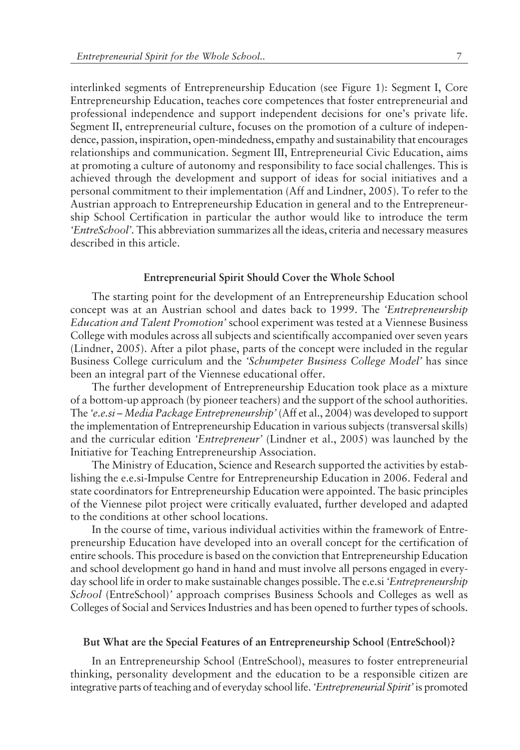interlinked segments of Entrepreneurship Education (see Figure 1): Segment I, Core Entrepreneurship Education, teaches core competences that foster entrepreneurial and professional independence and support independent decisions for one's private life. Segment II, entrepreneurial culture, focuses on the promotion of a culture of independence, passion, inspiration, open-mindedness, empathy and sustainability that encourages relationships and communication. Segment III, Entrepreneurial Civic Education, aims at promoting a culture of autonomy and responsibility to face social challenges. This is achieved through the development and support of ideas for social initiatives and a personal commitment to their implementation (Aff and Lindner, 2005). To refer to the Austrian approach to Entrepreneurship Education in general and to the Entrepreneurship School Certification in particular the author would like to introduce the term *'EntreSchool'*. This abbreviation summarizes all the ideas, criteria and necessary measures described in this article.

## Entrepreneurial Spirit Should Cover the Whole School

The starting point for the development of an Entrepreneurship Education school concept was at an Austrian school and dates back to 1999. The *'Entrepreneurship Education and Talent Promotion'* school experiment was tested at a Viennese Business College with modules across all subjects and scientifically accompanied over seven years (Lindner, 2005). After a pilot phase, parts of the concept were included in the regular Business College curriculum and the *'Schumpeter Business College Model'* has since been an integral part of the Viennese educational offer.

The further development of Entrepreneurship Education took place as a mixture of a bottom-up approach (by pioneer teachers) and the support of the school authorities. The *'e.e.si – Media Package Entrepreneurship'* (Aff et al., 2004) was developed to support the implementation of Entrepreneurship Education in various subjects (transversal skills) and the curricular edition *'Entrepreneur'* (Lindner et al., 2005) was launched by the Initiative for Teaching Entrepreneurship Association.

The Ministry of Education, Science and Research supported the activities by establishing the e.e.si-Impulse Centre for Entrepreneurship Education in 2006. Federal and state coordinators for Entrepreneurship Education were appointed. The basic principles of the Viennese pilot project were critically evaluated, further developed and adapted to the conditions at other school locations.

In the course of time, various individual activities within the framework of Entrepreneurship Education have developed into an overall concept for the certification of entire schools. This procedure is based on the conviction that Entrepreneurship Education and school development go hand in hand and must involve all persons engaged in everyday school life in order to make sustainable changes possible. The e.e.si *'Entrepreneurship School* (EntreSchool)*'* approach comprises Business Schools and Colleges as well as Colleges of Social and Services Industries and has been opened to further types of schools.

## But What are the Special Features of an Entrepreneurship School (EntreSchool)?

In an Entrepreneurship School (EntreSchool), measures to foster entrepreneurial thinking, personality development and the education to be a responsible citizen are integrative parts of teaching and of everyday school life. *'Entrepreneurial Spirit'* is promoted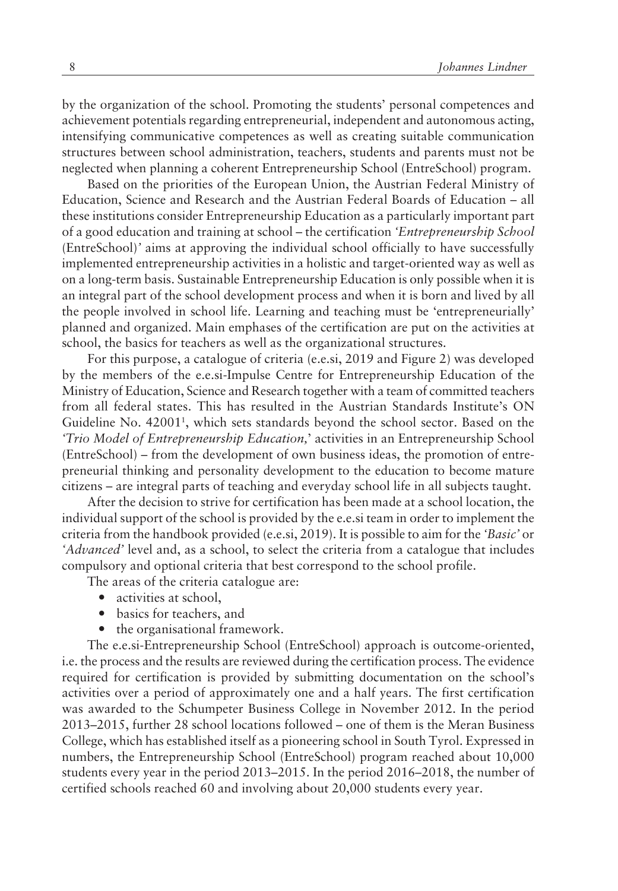by the organization of the school. Promoting the students' personal competences and achievement potentials regarding entrepreneurial, independent and autonomous acting, intensifying communicative competences as well as creating suitable communication structures between school administration, teachers, students and parents must not be neglected when planning a coherent Entrepreneurship School (EntreSchool) program.

Based on the priorities of the European Union, the Austrian Federal Ministry of Education, Science and Research and the Austrian Federal Boards of Education – all these institutions consider Entrepreneurship Education as a particularly important part of a good education and training at school – the certification *'Entrepreneurship School* (EntreSchool)*'* aims at approving the individual school officially to have successfully implemented entrepreneurship activities in a holistic and target-oriented way as well as on a long-term basis. Sustainable Entrepreneurship Education is only possible when it is an integral part of the school development process and when it is born and lived by all the people involved in school life. Learning and teaching must be 'entrepreneurially' planned and organized. Main emphases of the certification are put on the activities at school, the basics for teachers as well as the organizational structures.

For this purpose, a catalogue of criteria (e.e.si, 2019 and Figure 2) was developed by the members of the e.e.si-Impulse Centre for Entrepreneurship Education of the Ministry of Education, Science and Research together with a team of committed teachers from all federal states. This has resulted in the Austrian Standards Institute's ON Guideline No. 42001[1], which sets standards beyond the school sector. Based on the *'Trio Model of Entrepreneurship Education,'* activities in an Entrepreneurship School (EntreSchool) – from the development of own business ideas, the promotion of entrepreneurial thinking and personality development to the education to become mature citizens – are integral parts of teaching and everyday school life in all subjects taught.

After the decision to strive for certification has been made at a school location, the individual support of the school is provided by the e.e.si team in order to implement the criteria from the handbook provided (e.e.si, 2019). It is possible to aim for the *'Basic'* or *'Advanced'* level and, as a school, to select the criteria from a catalogue that includes compulsory and optional criteria that best correspond to the school profile.

The areas of the criteria catalogue are:

- activities at school,
- basics for teachers, and
- the organisational framework.

The e.e.si-Entrepreneurship School (EntreSchool) approach is outcome-oriented, i.e. the process and the results are reviewed during the certification process. The evidence required for certification is provided by submitting documentation on the school's activities over a period of approximately one and a half years. The first certification was awarded to the Schumpeter Business College in November 2012. In the period 2013–2015, further 28 school locations followed – one of them is the Meran Business College, which has established itself as a pioneering school in South Tyrol. Expressed in numbers, the Entrepreneurship School (EntreSchool) program reached about 10,000 students every year in the period 2013–2015. In the period 2016–2018, the number of certified schools reached 60 and involving about 20,000 students every year.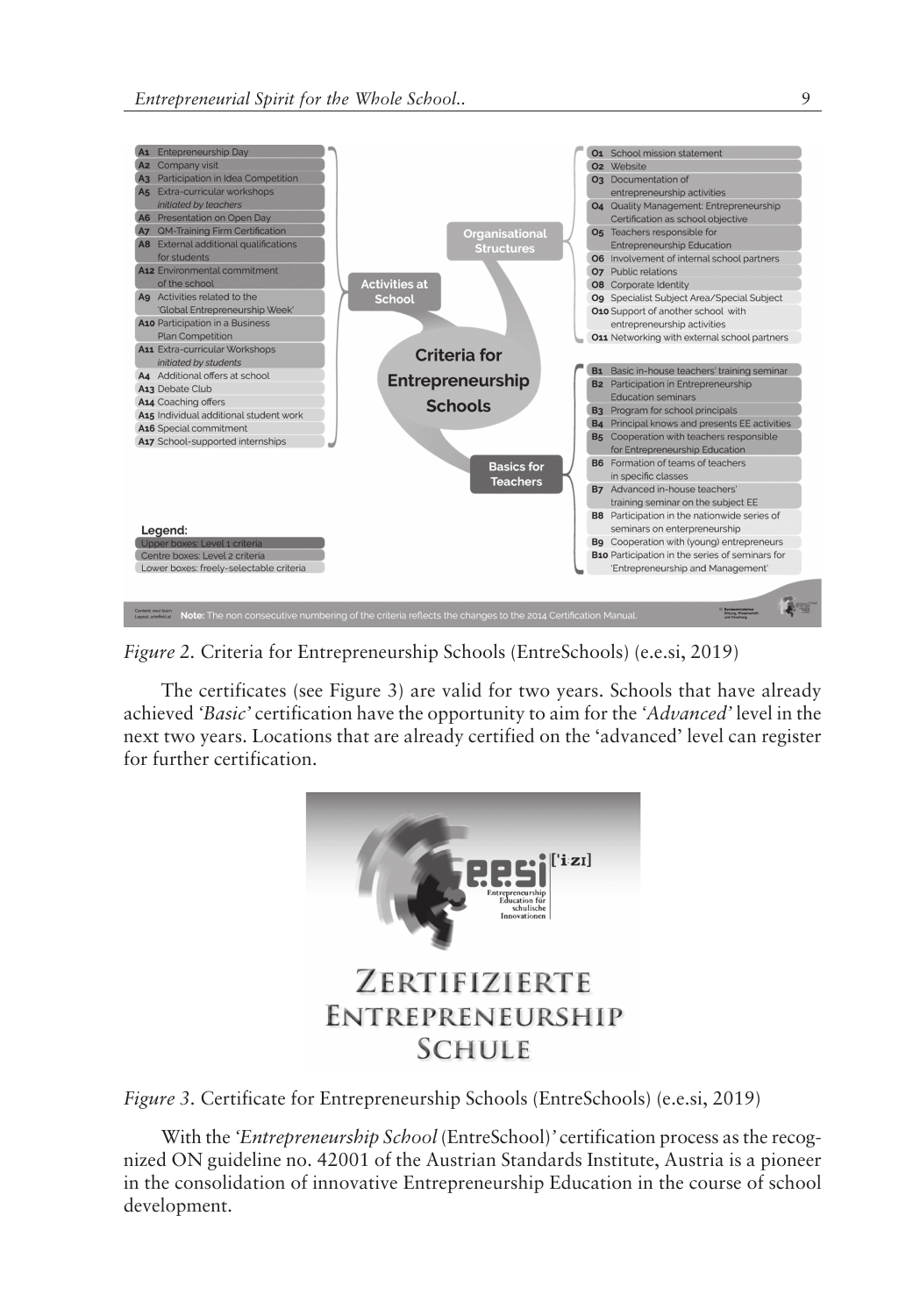Figure 2. Criteria for Entrepreneurship Schools (EntreSchools) (e.e.si, 2019)

The certificates (see Figure 3) are valid for two years. Schools that have already achieved *'Basic'* certification have the opportunity to aim for the *'Advanced'* level in the next two years. Locations that are already certified on the 'advanced' level can register for further certification.

*Figure 3.* Certificate for Entrepreneurship Schools (EntreSchools) (e.e.si, 2019)

With the *'Entrepreneurship School* (EntreSchool)*'* certification process as the recognized ON guideline no. 42001 of the Austrian Standards Institute, Austria is a pioneer in the consolidation of innovative Entrepreneurship Education in the course of school development.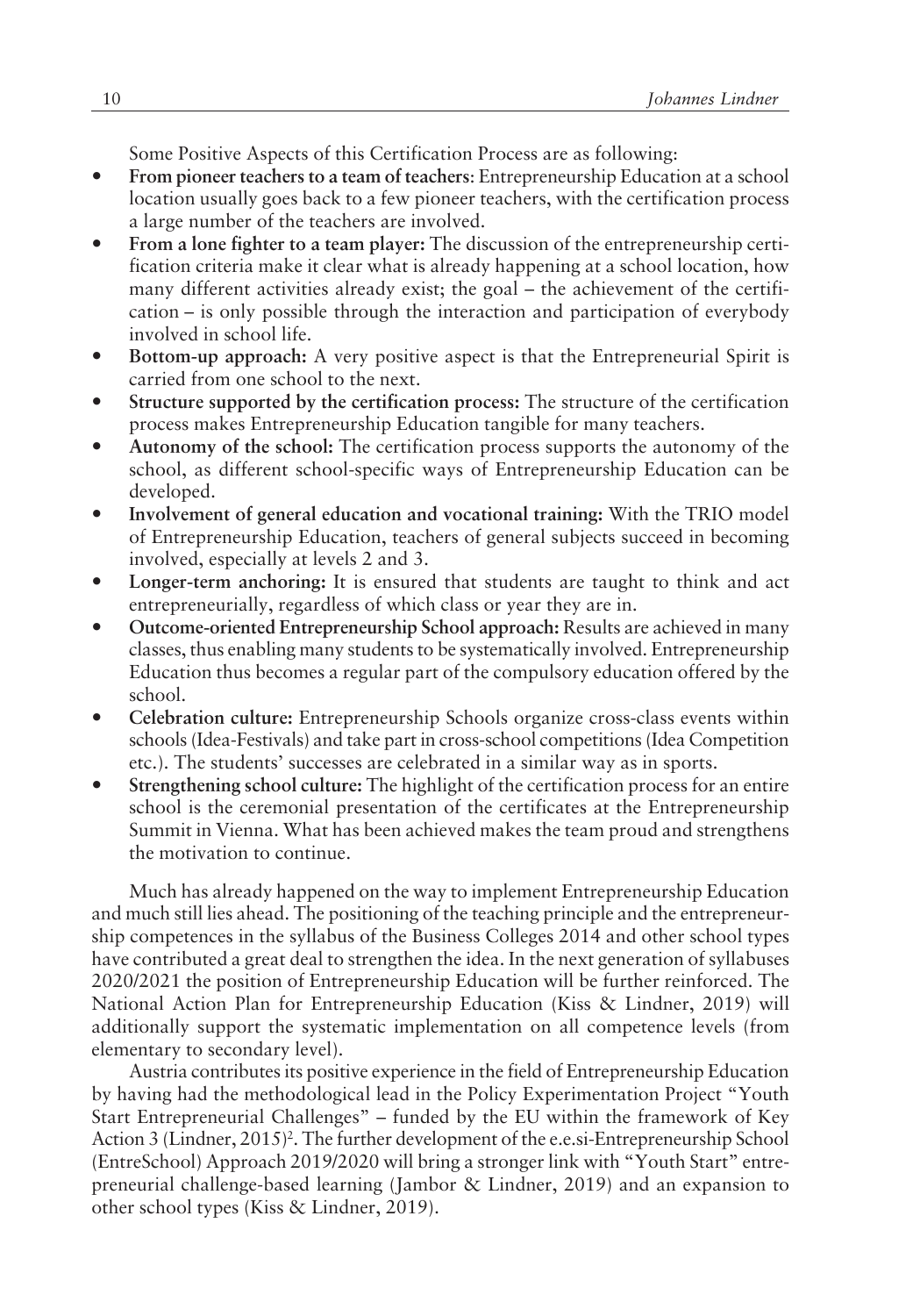Some Positive Aspects of this Certification Process are as following:

- **From pioneer teachers to a team of teachers**: Entrepreneurship Education at a school location usually goes back to a few pioneer teachers, with the certification process a large number of the teachers are involved.
- **From a lone fighter to a team player:** The discussion of the entrepreneurship certification criteria make it clear what is already happening at a school location, how many different activities already exist; the goal – the achievement of the certification – is only possible through the interaction and participation of everybody involved in school life.
- **Bottom-up approach:** A very positive aspect is that the Entrepreneurial Spirit is carried from one school to the next.
- **Structure supported by the certification process:** The structure of the certification process makes Entrepreneurship Education tangible for many teachers.
- **Autonomy of the school:** The certification process supports the autonomy of the school, as different school-specific ways of Entrepreneurship Education can be developed.
- **Involvement of general education and vocational training:** With the TRIO model of Entrepreneurship Education, teachers of general subjects succeed in becoming involved, especially at levels 2 and 3.
- **Longer-term anchoring:** It is ensured that students are taught to think and act entrepreneurially, regardless of which class or year they are in.
- **Outcome-oriented Entrepreneurship School approach:** Results are achieved in many classes, thus enabling many students to be systematically involved. Entrepreneurship Education thus becomes a regular part of the compulsory education offered by the school.
- **Celebration culture:** Entrepreneurship Schools organize cross-class events within schools (Idea-Festivals) and take part in cross-school competitions (Idea Competition etc.). The students' successes are celebrated in a similar way as in sports.
- **Strengthening school culture:** The highlight of the certification process for an entire school is the ceremonial presentation of the certificates at the Entrepreneurship Summit in Vienna. What has been achieved makes the team proud and strengthens the motivation to continue.

Much has already happened on the way to implement Entrepreneurship Education and much still lies ahead. The positioning of the teaching principle and the entrepreneurship competences in the syllabus of the Business Colleges 2014 and other school types have contributed a great deal to strengthen the idea. In the next generation of syllabuses 2020/2021 the position of Entrepreneurship Education will be further reinforced. The National Action Plan for Entrepreneurship Education (Kiss & Lindner, 2019) will additionally support the systematic implementation on all competence levels (from elementary to secondary level).

Austria contributes its positive experience in the field of Entrepreneurship Education by having had the methodological lead in the Policy Experimentation Project "Youth Start Entrepreneurial Challenges" – funded by the EU within the framework of Key Action 3 (Lindner, 2015)[2]. The further development of the e.e.si-Entrepreneurship School (EntreSchool) Approach 2019/2020 will bring a stronger link with "Youth Start" entrepreneurial challenge-based learning (Jambor & Lindner, 2019) and an expansion to other school types (Kiss & Lindner, 2019).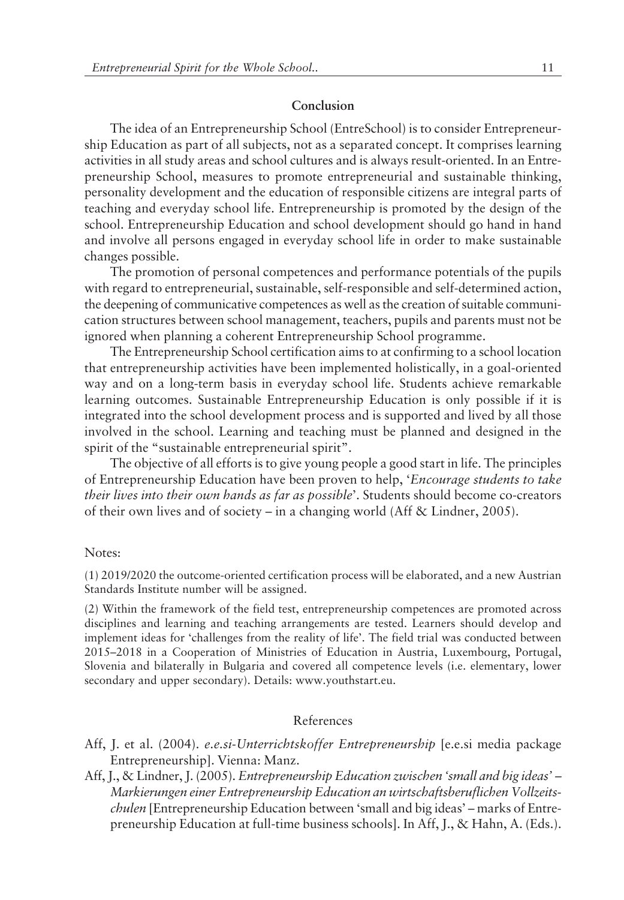## Conclusion

The idea of an Entrepreneurship School (EntreSchool) is to consider Entrepreneurship Education as part of all subjects, not as a separated concept. It comprises learning activities in all study areas and school cultures and is always result-oriented. In an Entrepreneurship School, measures to promote entrepreneurial and sustainable thinking, personality development and the education of responsible citizens are integral parts of teaching and everyday school life. Entrepreneurship is promoted by the design of the school. Entrepreneurship Education and school development should go hand in hand and involve all persons engaged in everyday school life in order to make sustainable changes possible.

The promotion of personal competences and performance potentials of the pupils with regard to entrepreneurial, sustainable, self-responsible and self-determined action, the deepening of communicative competences as well as the creation of suitable communication structures between school management, teachers, pupils and parents must not be ignored when planning a coherent Entrepreneurship School programme.

The Entrepreneurship School certification aims to at confirming to a school location that entrepreneurship activities have been implemented holistically, in a goal-oriented way and on a long-term basis in everyday school life. Students achieve remarkable learning outcomes. Sustainable Entrepreneurship Education is only possible if it is integrated into the school development process and is supported and lived by all those involved in the school. Learning and teaching must be planned and designed in the spirit of the "sustainable entrepreneurial spirit".

The objective of all efforts is to give young people a good start in life. The principles of Entrepreneurship Education have been proven to help, '*Encourage students to take their lives into their own hands as far as possible*'. Students should become co-creators of their own lives and of society – in a changing world (Aff & Lindner, 2005).

Notes:

(1) 2019/2020 the outcome-oriented certification process will be elaborated, and a new Austrian Standards Institute number will be assigned.

(2) Within the framework of the field test, entrepreneurship competences are promoted across disciplines and learning and teaching arrangements are tested. Learners should develop and implement ideas for 'challenges from the reality of life'. The field trial was conducted between 2015–2018 in a Cooperation of Ministries of Education in Austria, Luxembourg, Portugal, Slovenia and bilaterally in Bulgaria and covered all competence levels (i.e. elementary, lower secondary and upper secondary). Details: www.youthstart.eu.

## References

Aff, J. et al. (2004). *e.e.si-Unterrichtskoffer Entrepreneurship* [e.e.si media package Entrepreneurship]. Vienna: Manz.

Aff, J., & Lindner, J. (2005). *Entrepreneurship Education zwischen 'small and big ideas' – Markierungen einer Entrepreneurship Education an wirtschaftsberuflichen Vollzeitschulen* [Entrepreneurship Education between 'small and big ideas' – marks of Entrepreneurship Education at full-time business schools]. In Aff, J., & Hahn, A. (Eds.).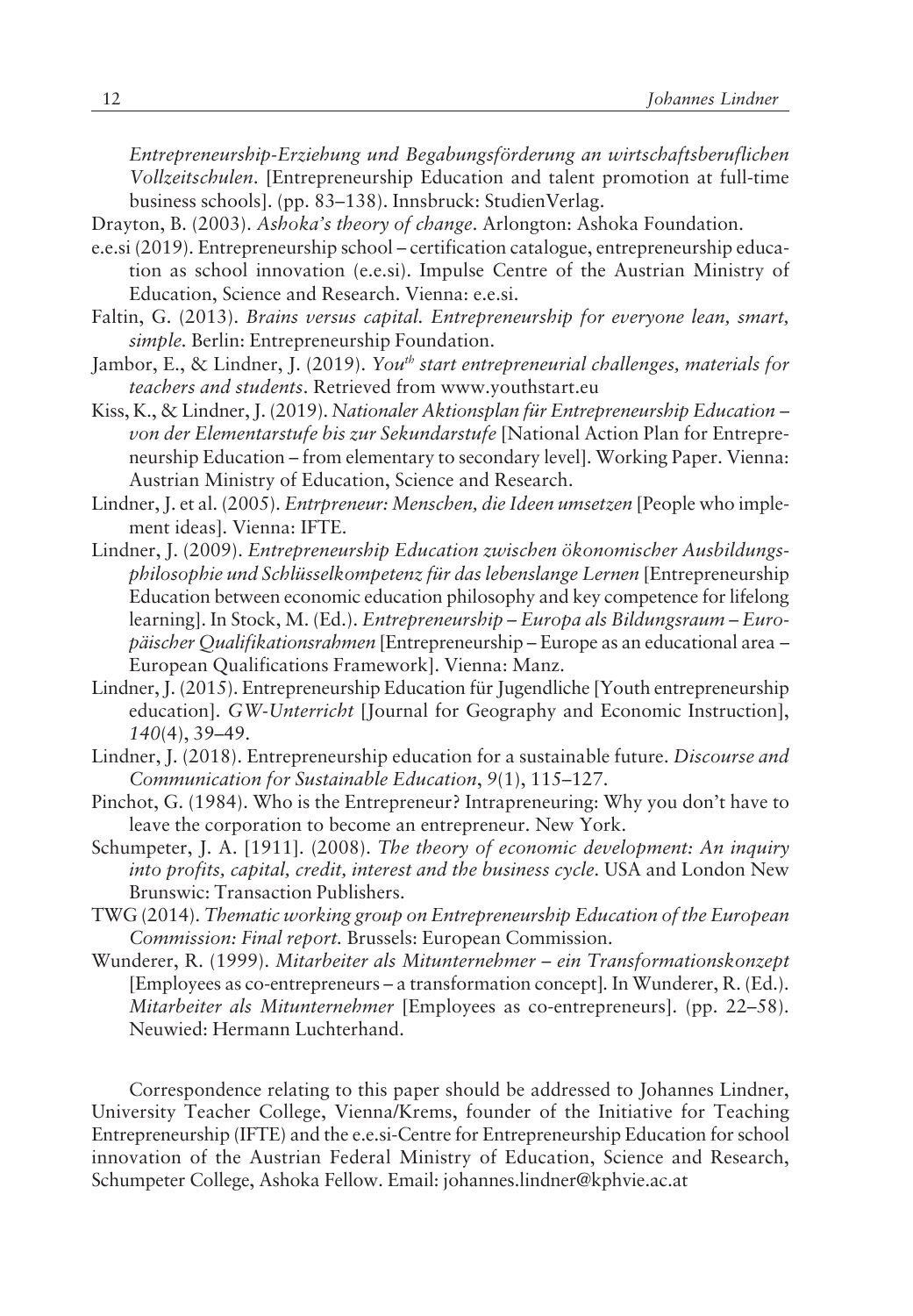*Entrepreneurship-Erziehung und Begabungsförderung an wirtschaftsberuflichen Vollzeitschulen*. [Entrepreneurship Education and talent promotion at full-time business schools]. (pp. 83–138). Innsbruck: StudienVerlag.

Drayton, B. (2003). *Ashoka's theory of change*. Arlongton: Ashoka Foundation.

e.e.si (2019). Entrepreneurship school – certification catalogue, entrepreneurship education as school innovation (e.e.si). Impulse Centre of the Austrian Ministry of Education, Science and Research. Vienna: e.e.si.

Faltin, G. (2013). *Brains versus capital. Entrepreneurship for everyone lean, smart, simple*. Berlin: Entrepreneurship Foundation.

Jambor, E., & Lindner, J. (2019). *You[th] start entrepreneurial challenges, materials for teachers and students*. Retrieved from www.youthstart.eu

Kiss, K., & Lindner, J. (2019). *Nationaler Aktionsplan für Entrepreneurship Education – von der Elementarstufe bis zur Sekundarstufe* [National Action Plan for Entrepreneurship Education – from elementary to secondary level]. Working Paper. Vienna: Austrian Ministry of Education, Science and Research.

Lindner, J. et al. (2005). *Entrpreneur: Menschen, die Ideen umsetzen* [People who implement ideas]. Vienna: IFTE.

Lindner, J. (2009). *Entrepreneurship Education zwischen ökonomischer Ausbildungsphilosophie und Schlüsselkompetenz für das lebenslange Lernen* [Entrepreneurship Education between economic education philosophy and key competence for lifelong learning]. In Stock, M. (Ed.). *Entrepreneurship – Europa als Bildungsraum – Europäischer Qualifikationsrahmen* [Entrepreneurship – Europe as an educational area – European Qualifications Framework]. Vienna: Manz.

Lindner, J. (2015). Entrepreneurship Education für Jugendliche [Youth entrepreneurship education]. *GW-Unterricht* [Journal for Geography and Economic Instruction], *140*(4), 39–49.

Lindner, J. (2018). Entrepreneurship education for a sustainable future. *Discourse and Communication for Sustainable Education*, *9*(1), 115–127.

Pinchot, G. (1984). Who is the Entrepreneur? Intrapreneuring: Why you don't have to leave the corporation to become an entrepreneur. New York.

Schumpeter, J. A. [1911]. (2008). *The theory of economic development: An inquiry into profits, capital, credit, interest and the business cycle*. USA and London New Brunswic: Transaction Publishers.

TWG (2014). *Thematic working group on Entrepreneurship Education of the European Commission: Final report*. Brussels: European Commission.

Wunderer, R. (1999). *Mitarbeiter als Mitunternehmer – ein Transformationskonzept* [Employees as co-entrepreneurs – a transformation concept]. In Wunderer, R. (Ed.). *Mitarbeiter als Mitunternehmer* [Employees as co-entrepreneurs]. (pp. 22–58). Neuwied: Hermann Luchterhand.

Correspondence relating to this paper should be addressed to Johannes Lindner, University Teacher College, Vienna/Krems, founder of the Initiative for Teaching Entrepreneurship (IFTE) and the e.e.si-Centre for Entrepreneurship Education for school innovation of the Austrian Federal Ministry of Education, Science and Research, Schumpeter College, Ashoka Fellow. Email: johannes.lindner@kphvie.ac.at